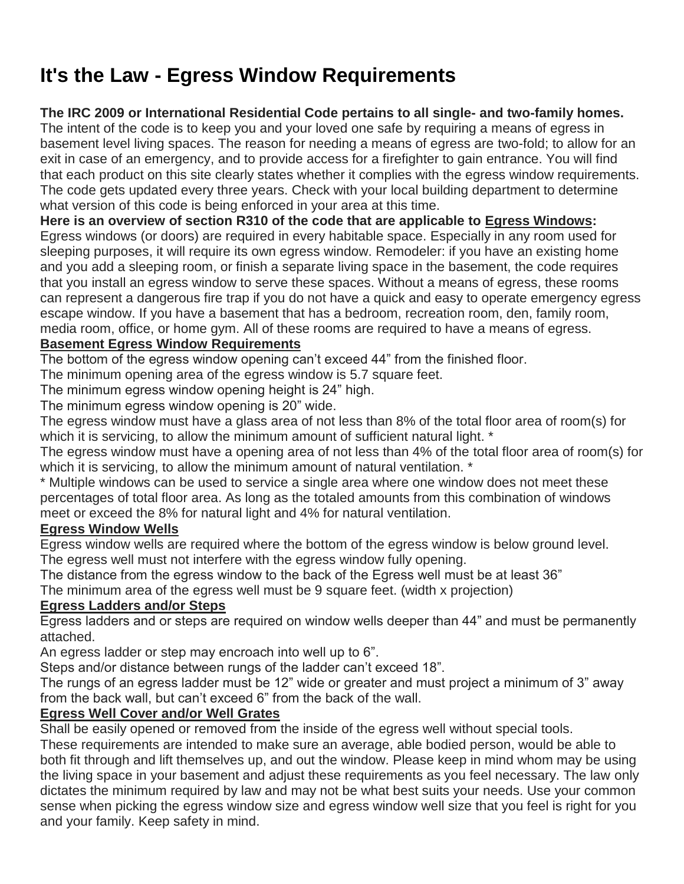# It's the Law - Egress Window Requirements

**The IRC 2009 or International Residential Code pertains to all single- and two-family homes.**
The intent of the code is to keep you and your loved one safe by requiring a means of egress in basement level living spaces. The reason for needing a means of egress are two-fold; to allow for an exit in case of an emergency, and to provide access for a firefighter to gain entrance. You will find that each product on this site clearly states whether it complies with the egress window requirements. The code gets updated every three years. Check with your local building department to determine what version of this code is being enforced in your area at this time.

**Here is an overview of section R310 of the code that are applicable to <u>Egress Windows</u>:**
Egress windows (or doors) are required in every habitable space. Especially in any room used for sleeping purposes, it will require its own egress window. Remodeler: if you have an existing home and you add a sleeping room, or finish a separate living space in the basement, the code requires that you install an egress window to serve these spaces. Without a means of egress, these rooms can represent a dangerous fire trap if you do not have a quick and easy to operate emergency egress escape window. If you have a basement that has a bedroom, recreation room, den, family room, media room, office, or home gym. All of these rooms are required to have a means of egress.

**<u>Basement Egress Window Requirements</u>**

The bottom of the egress window opening can't exceed 44" from the finished floor.
The minimum opening area of the egress window is 5.7 square feet.
The minimum egress window opening height is 24" high.
The minimum egress window opening is 20" wide.
The egress window must have a glass area of not less than 8% of the total floor area of room(s) for which it is servicing, to allow the minimum amount of sufficient natural light. *
The egress window must have a opening area of not less than 4% of the total floor area of room(s) for which it is servicing, to allow the minimum amount of natural ventilation. *
* Multiple windows can be used to service a single area where one window does not meet these percentages of total floor area. As long as the totaled amounts from this combination of windows meet or exceed the 8% for natural light and 4% for natural ventilation.

**<u>Egress Window Wells</u>**

Egress window wells are required where the bottom of the egress window is below ground level.
The egress well must not interfere with the egress window fully opening.
The distance from the egress window to the back of the Egress well must be at least 36"
The minimum area of the egress well must be 9 square feet. (width x projection)

**<u>Egress Ladders and/or Steps</u>**

Egress ladders and or steps are required on window wells deeper than 44" and must be permanently attached.
An egress ladder or step may encroach into well up to 6".
Steps and/or distance between rungs of the ladder can't exceed 18".
The rungs of an egress ladder must be 12" wide or greater and must project a minimum of 3" away from the back wall, but can't exceed 6" from the back of the wall.

**<u>Egress Well Cover and/or Well Grates</u>**

Shall be easily opened or removed from the inside of the egress well without special tools.
These requirements are intended to make sure an average, able bodied person, would be able to both fit through and lift themselves up, and out the window. Please keep in mind whom may be using the living space in your basement and adjust these requirements as you feel necessary. The law only dictates the minimum required by law and may not be what best suits your needs. Use your common sense when picking the egress window size and egress window well size that you feel is right for you and your family. Keep safety in mind.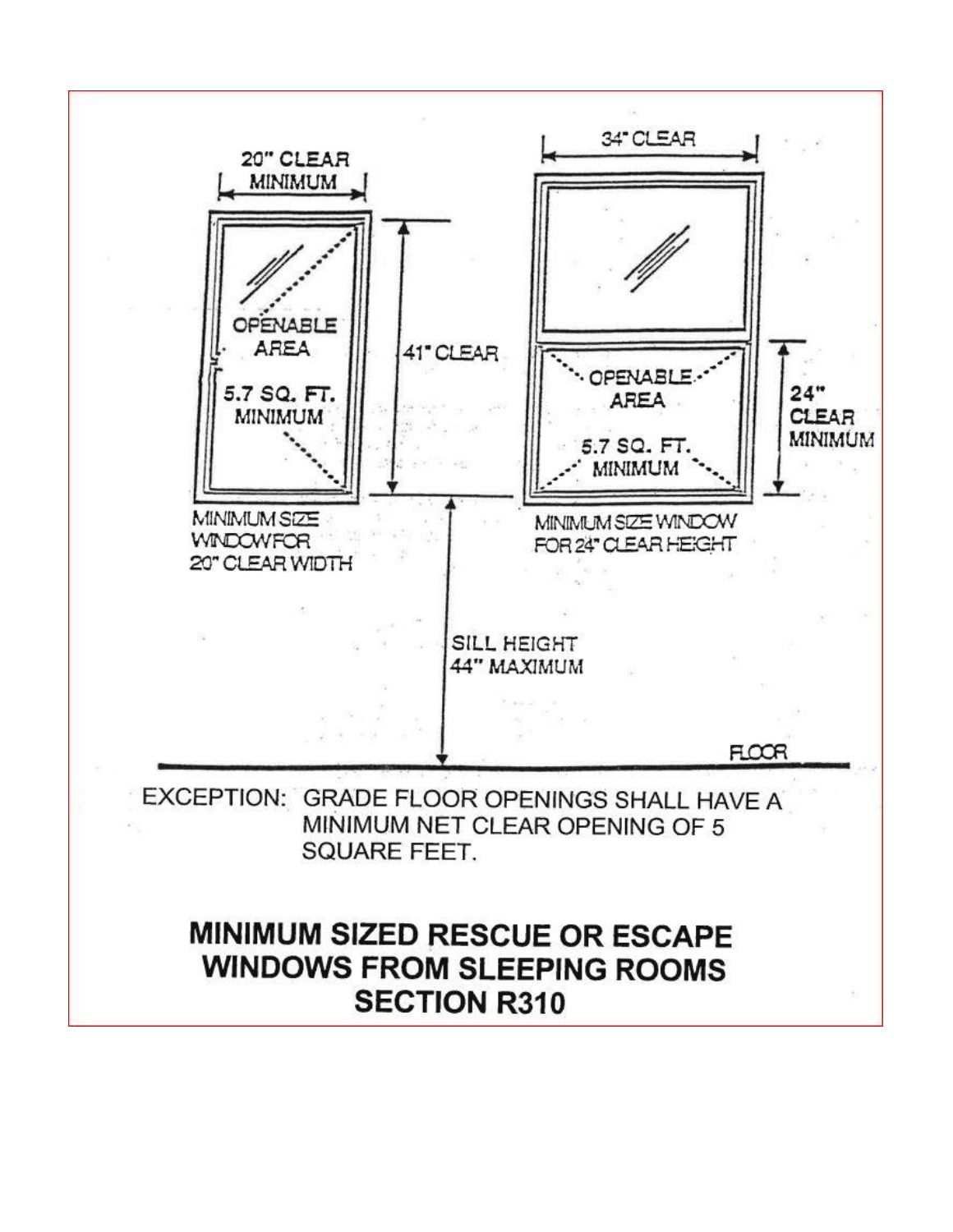20" CLEAR MINIMUM

OPENABLE AREA

5.7 SQ. FT. MINIMUM

41" CLEAR

MINIMUM SIZE WINDOW FOR 20" CLEAR WIDTH

34" CLEAR

OPENABLE AREA

5.7 SQ. FT. MINIMUM

24" CLEAR MINIMUM

MINIMUM SIZE WINDOW FOR 24" CLEAR HEIGHT

SILL HEIGHT 44" MAXIMUM

FLOOR

EXCEPTION: GRADE FLOOR OPENINGS SHALL HAVE A MINIMUM NET CLEAR OPENING OF 5 SQUARE FEET.

**MINIMUM SIZED RESCUE OR ESCAPE WINDOWS FROM SLEEPING ROOMS SECTION R310**